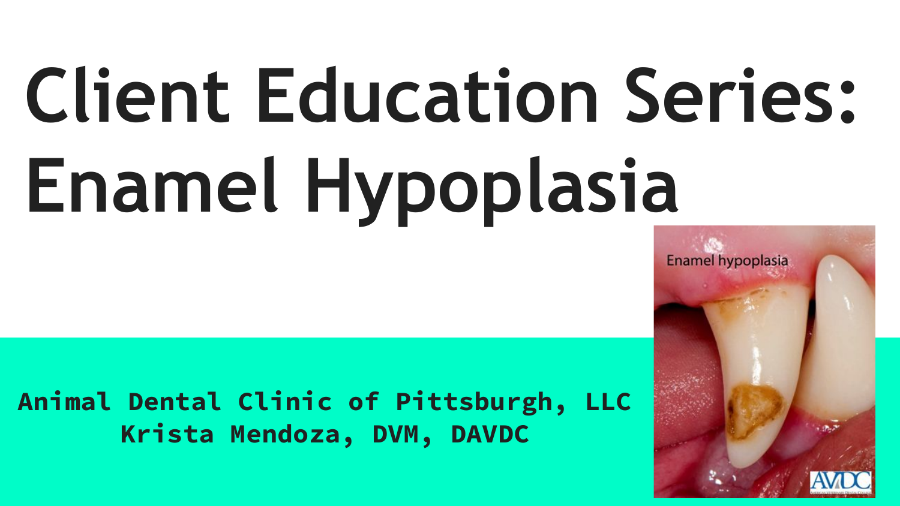# Client Education Series: Enamel Hypoplasia

**Animal Dental Clinic of Pittsburgh, LLC**
**Krista Mendoza, DVM, DAVDC**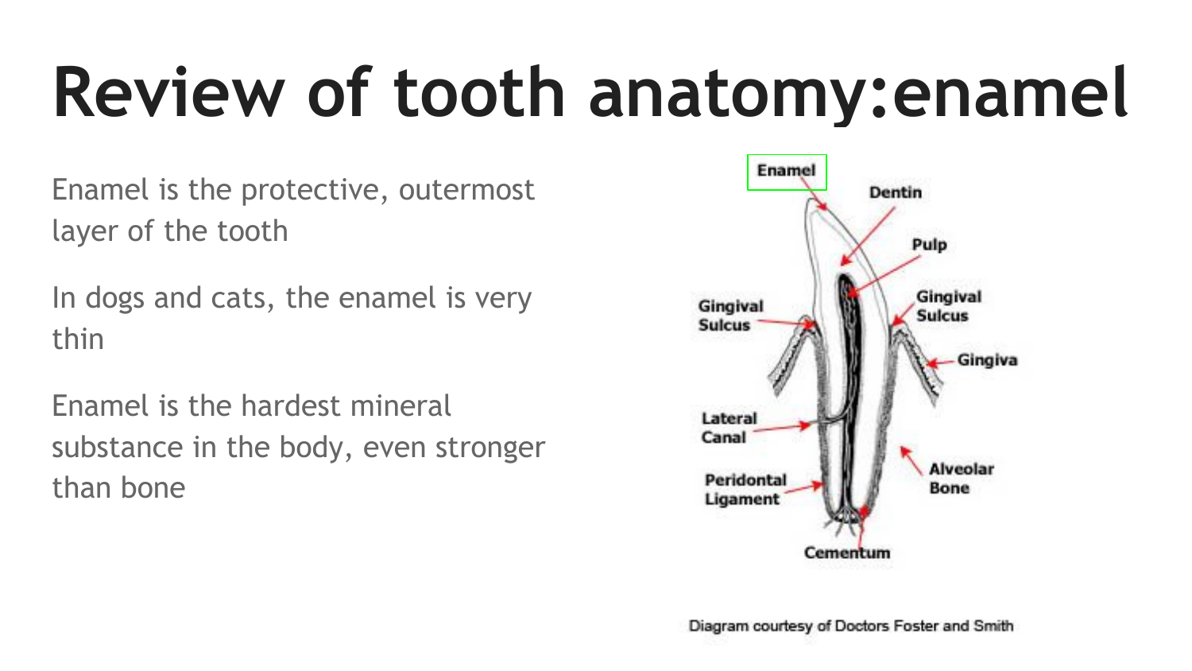# Review of tooth anatomy:enamel

Enamel is the protective, outermost layer of the tooth

In dogs and cats, the enamel is very thin

Enamel is the hardest mineral substance in the body, even stronger than bone

Diagram courtesy of Doctors Foster and Smith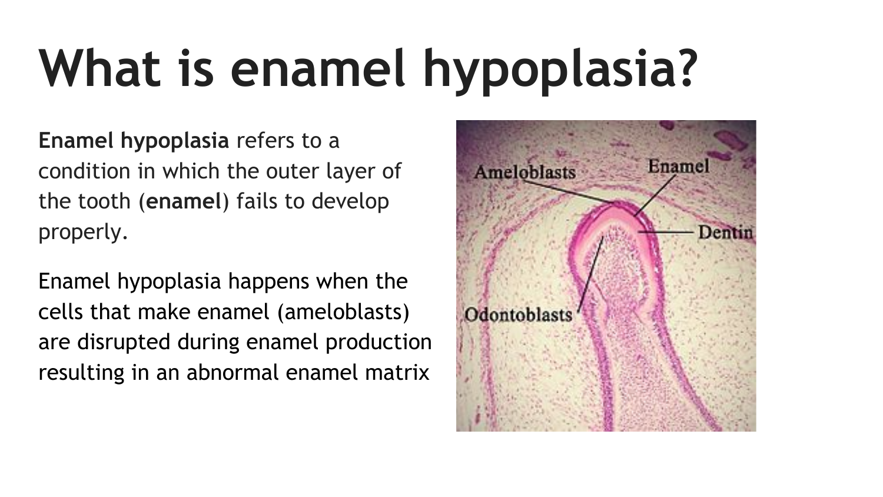# What is enamel hypoplasia?

**Enamel hypoplasia** refers to a condition in which the outer layer of the tooth (**enamel**) fails to develop properly.

Enamel hypoplasia happens when the cells that make enamel (ameloblasts) are disrupted during enamel production resulting in an abnormal enamel matrix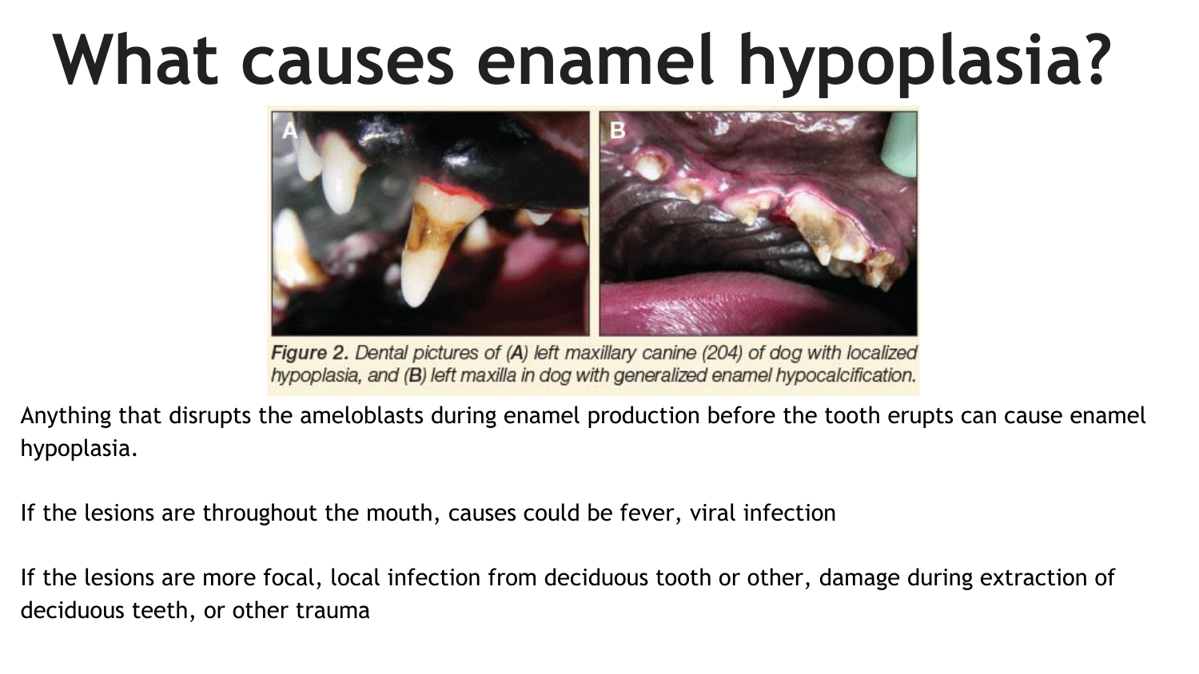# What causes enamel hypoplasia?

**Figure 2.** Dental pictures of (**A**) left maxillary canine (204) of dog with localized hypoplasia, and (**B**) left maxilla in dog with generalized enamel hypocalcification.

Anything that disrupts the ameloblasts during enamel production before the tooth erupts can cause enamel hypoplasia.

If the lesions are throughout the mouth, causes could be fever, viral infection

If the lesions are more focal, local infection from deciduous tooth or other, damage during extraction of deciduous teeth, or other trauma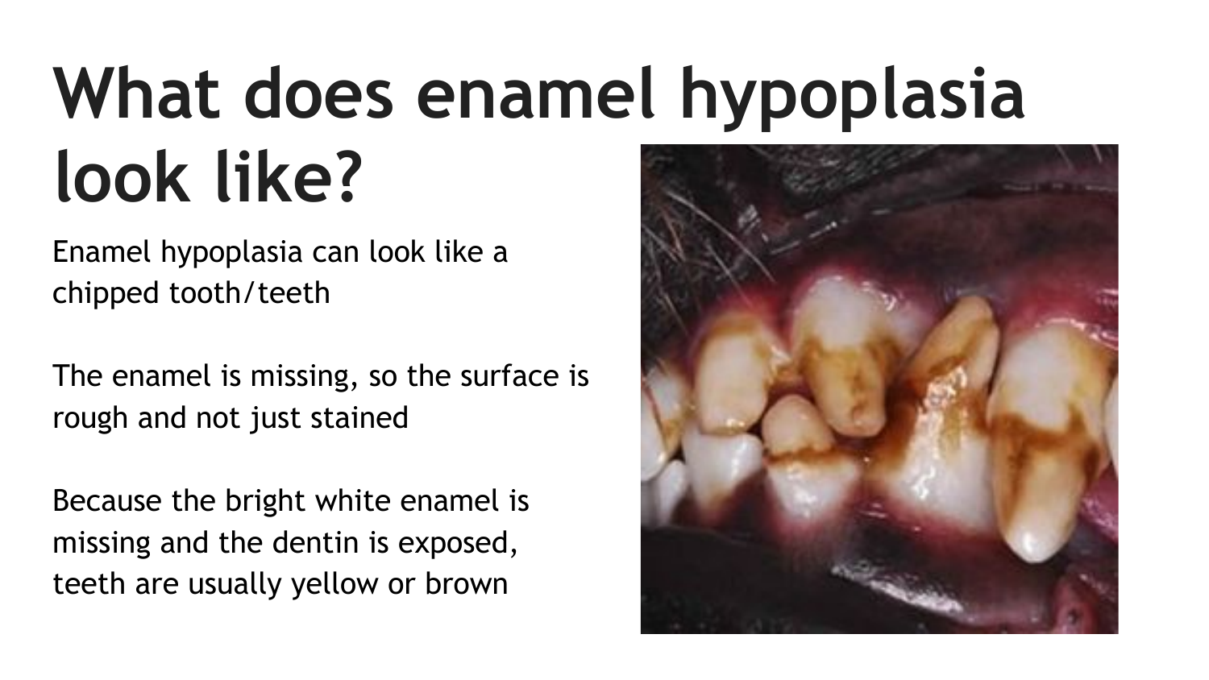# What does enamel hypoplasia look like?

Enamel hypoplasia can look like a chipped tooth/teeth

The enamel is missing, so the surface is rough and not just stained

Because the bright white enamel is missing and the dentin is exposed, teeth are usually yellow or brown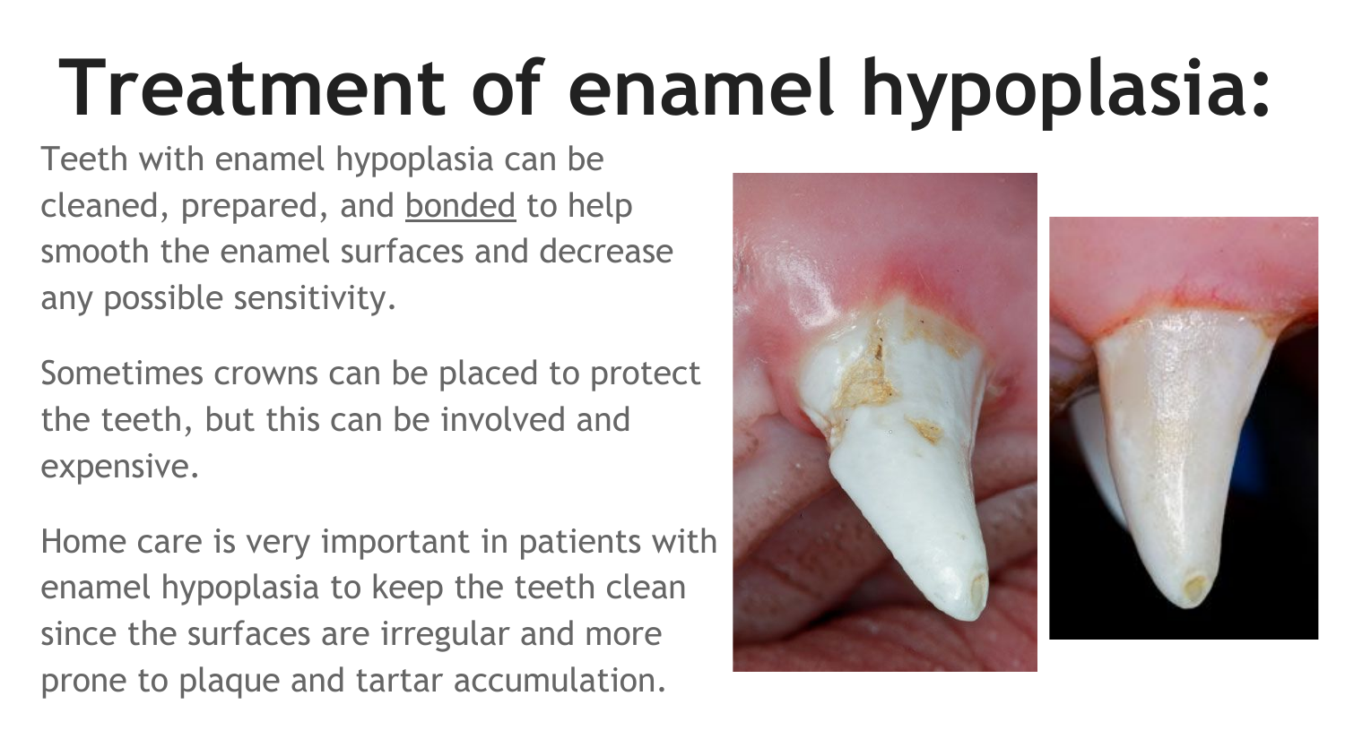# Treatment of enamel hypoplasia:

Teeth with enamel hypoplasia can be cleaned, prepared, and bonded to help smooth the enamel surfaces and decrease any possible sensitivity.

Sometimes crowns can be placed to protect the teeth, but this can be involved and expensive.

Home care is very important in patients with enamel hypoplasia to keep the teeth clean since the surfaces are irregular and more prone to plaque and tartar accumulation.